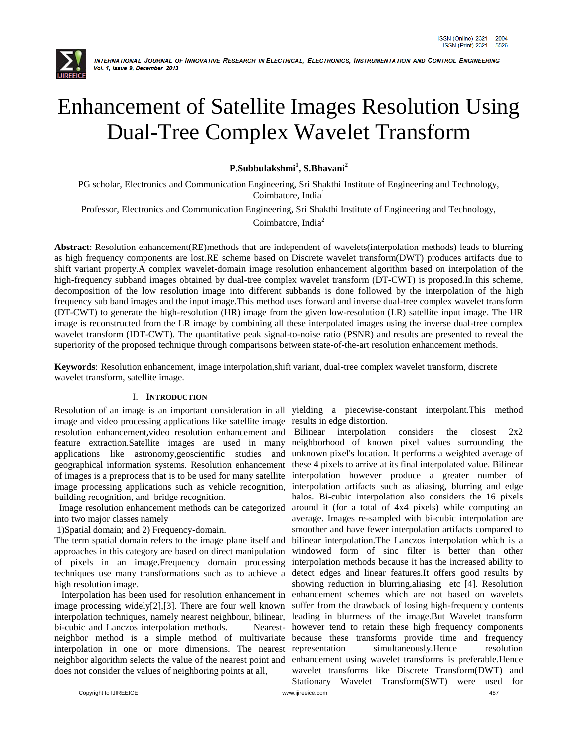# Enhancement of Satellite Images Resolution Using Dual-Tree Complex Wavelet Transform

**P.Subbulakshmi[1], S.Bhavani[2]**

PG scholar, Electronics and Communication Engineering, Sri Shakthi Institute of Engineering and Technology, Coimbatore, India[1]

Professor, Electronics and Communication Engineering, Sri Shakthi Institute of Engineering and Technology, Coimbatore, India[2]

**Abstract**: Resolution enhancement(RE)methods that are independent of wavelets(interpolation methods) leads to blurring as high frequency components are lost.RE scheme based on Discrete wavelet transform(DWT) produces artifacts due to shift variant property.A complex wavelet-domain image resolution enhancement algorithm based on interpolation of the high-frequency subband images obtained by dual-tree complex wavelet transform (DT-CWT) is proposed.In this scheme, decomposition of the low resolution image into different subbands is done followed by the interpolation of the high frequency sub band images and the input image.This method uses forward and inverse dual-tree complex wavelet transform (DT-CWT) to generate the high-resolution (HR) image from the given low-resolution (LR) satellite input image. The HR image is reconstructed from the LR image by combining all these interpolated images using the inverse dual-tree complex wavelet transform (IDT-CWT). The quantitative peak signal-to-noise ratio (PSNR) and results are presented to reveal the superiority of the proposed technique through comparisons between state-of-the-art resolution enhancement methods.

**Keywords**: Resolution enhancement, image interpolation,shift variant, dual-tree complex wavelet transform, discrete wavelet transform, satellite image.

## I. INTRODUCTION

Resolution of an image is an important consideration in all image and video processing applications like satellite image resolution enhancement,video resolution enhancement and feature extraction.Satellite images are used in many applications like astronomy,geoscientific studies and geographical information systems. Resolution enhancement of images is a preprocess that is to be used for many satellite image processing applications such as vehicle recognition, building recognition, and bridge recognition.

Image resolution enhancement methods can be categorized into two major classes namely

1)Spatial domain; and 2) Frequency-domain.

The term spatial domain refers to the image plane itself and approaches in this category are based on direct manipulation of pixels in an image.Frequency domain processing techniques use many transformations such as to achieve a high resolution image.

Interpolation has been used for resolution enhancement in image processing widely[2],[3]. There are four well known interpolation techniques, namely nearest neighbour, bilinear, bi-cubic and Lanczos interpolation methods. Nearest-neighbor method is a simple method of multivariate interpolation in one or more dimensions. The nearest neighbor algorithm selects the value of the nearest point and does not consider the values of neighboring points at all, yielding a piecewise-constant interpolant.This method results in edge distortion.

Bilinear interpolation considers the closest 2x2 neighborhood of known pixel values surrounding the unknown pixel's location. It performs a weighted average of these 4 pixels to arrive at its final interpolated value. Bilinear interpolation however produce a greater number of interpolation artifacts such as aliasing, blurring and edge halos. Bi-cubic interpolation also considers the 16 pixels around it (for a total of 4x4 pixels) while computing an average. Images re-sampled with bi-cubic interpolation are smoother and have fewer interpolation artifacts compared to bilinear interpolation.The Lanczos interpolation which is a windowed form of sinc filter is better than other interpolation methods because it has the increased ability to detect edges and linear features.It offers good results by showing reduction in blurring,aliasing etc [4]. Resolution enhancement schemes which are not based on wavelets suffer from the drawback of losing high-frequency contents leading in blurrness of the image.But Wavelet transform however tend to retain these high frequency components because these transforms provide time and frequency representation simultaneously.Hence resolution enhancement using wavelet transforms is preferable.Hence wavelet transforms like Discrete Transform(DWT) and Stationary Wavelet Transform(SWT) were used for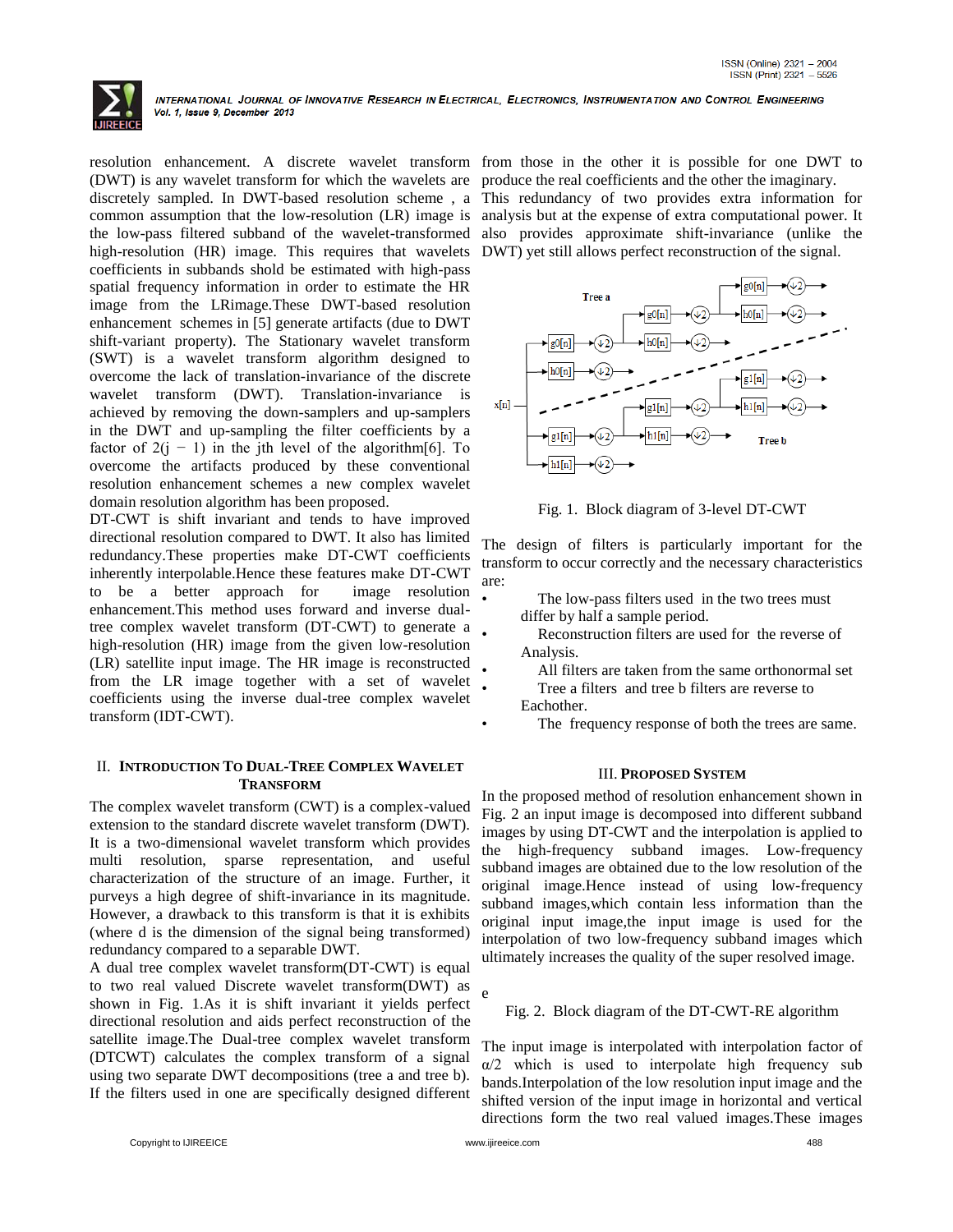resolution enhancement. A discrete wavelet transform (DWT) is any wavelet transform for which the wavelets are discretely sampled. In DWT-based resolution scheme , a common assumption that the low-resolution (LR) image is the low-pass filtered subband of the wavelet-transformed high-resolution (HR) image. This requires that wavelets coefficients in subbands shold be estimated with high-pass spatial frequency information in order to estimate the HR image from the LRimage.These DWT-based resolution enhancement schemes in [5] generate artifacts (due to DWT shift-variant property). The Stationary wavelet transform (SWT) is a wavelet transform algorithm designed to overcome the lack of translation-invariance of the discrete wavelet transform (DWT). Translation-invariance is achieved by removing the down-samplers and up-samplers in the DWT and up-sampling the filter coefficients by a factor of $2(j - 1)$ in the jth level of the algorithm[6]. To overcome the artifacts produced by these conventional resolution enhancement schemes a new complex wavelet domain resolution algorithm has been proposed.

DT-CWT is shift invariant and tends to have improved directional resolution compared to DWT. It also has limited redundancy.These properties make DT-CWT coefficients inherently interpolable.Hence these features make DT-CWT to be a better approach for image resolution enhancement.This method uses forward and inverse dual-tree complex wavelet transform (DT-CWT) to generate a high-resolution (HR) image from the given low-resolution (LR) satellite input image. The HR image is reconstructed from the LR image together with a set of wavelet coefficients using the inverse dual-tree complex wavelet transform (IDT-CWT).

## II. Introduction To Dual-Tree Complex Wavelet Transform

The complex wavelet transform (CWT) is a complex-valued extension to the standard discrete wavelet transform (DWT). It is a two-dimensional wavelet transform which provides multi resolution, sparse representation, and useful characterization of the structure of an image. Further, it purveys a high degree of shift-invariance in its magnitude. However, a drawback to this transform is that it is exhibits (where d is the dimension of the signal being transformed) redundancy compared to a separable DWT.

A dual tree complex wavelet transform(DT-CWT) is equal to two real valued Discrete wavelet transform(DWT) as shown in Fig. 1.As it is shift invariant it yields perfect directional resolution and aids perfect reconstruction of the satellite image.The Dual-tree complex wavelet transform (DTCWT) calculates the complex transform of a signal using two separate DWT decompositions (tree a and tree b). If the filters used in one are specifically designed different from those in the other it is possible for one DWT to produce the real coefficients and the other the imaginary.

This redundancy of two provides extra information for analysis but at the expense of extra computational power. It also provides approximate shift-invariance (unlike the DWT) yet still allows perfect reconstruction of the signal.

Fig. 1. Block diagram of 3-level DT-CWT

The design of filters is particularly important for the transform to occur correctly and the necessary characteristics are:

- The low-pass filters used in the two trees must differ by half a sample period.
- Reconstruction filters are used for the reverse of Analysis.
- All filters are taken from the same orthonormal set
- Tree a filters and tree b filters are reverse to Eachother.
- The frequency response of both the trees are same.

## III. Proposed System

In the proposed method of resolution enhancement shown in Fig. 2 an input image is decomposed into different subband images by using DT-CWT and the interpolation is applied to the high-frequency subband images. Low-frequency subband images are obtained due to the low resolution of the original image.Hence instead of using low-frequency subband images,which contain less information than the original input image,the input image is used for the interpolation of two low-frequency subband images which ultimately increases the quality of the super resolved image.

e

Fig. 2. Block diagram of the DT-CWT-RE algorithm

The input image is interpolated with interpolation factor of $\alpha/2$ which is used to interpolate high frequency sub bands.Interpolation of the low resolution input image and the shifted version of the input image in horizontal and vertical directions form the two real valued images.These images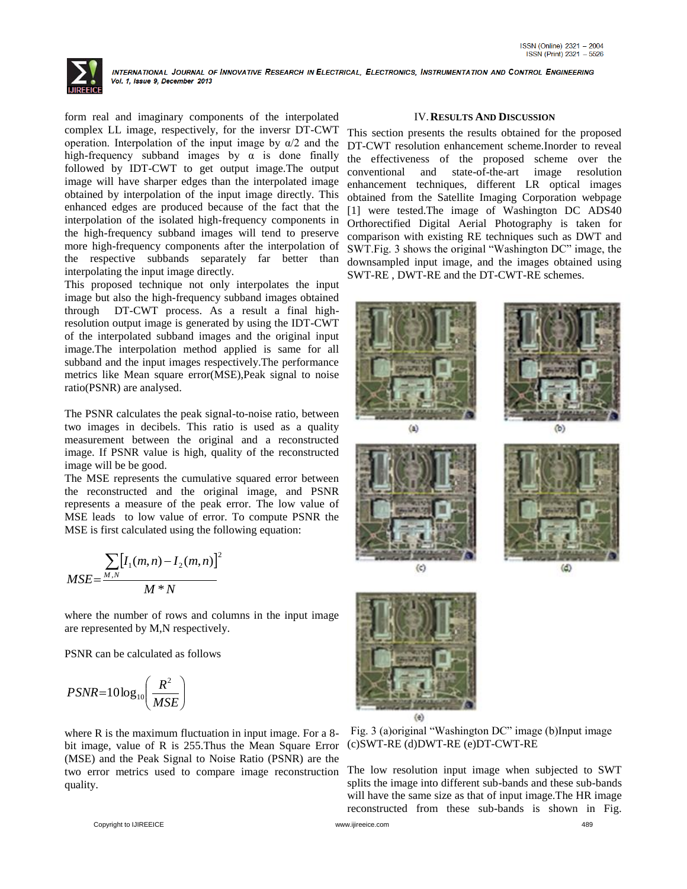form real and imaginary components of the interpolated complex LL image, respectively, for the inversr DT-CWT operation. Interpolation of the input image by α/2 and the high-frequency subband images by α is done finally followed by IDT-CWT to get output image.The output image will have sharper edges than the interpolated image obtained by interpolation of the input image directly. This enhanced edges are produced because of the fact that the interpolation of the isolated high-frequency components in the high-frequency subband images will tend to preserve more high-frequency components after the interpolation of the respective subbands separately far better than interpolating the input image directly.

This proposed technique not only interpolates the input image but also the high-frequency subband images obtained through DT-CWT process. As a result a final high-resolution output image is generated by using the IDT-CWT of the interpolated subband images and the original input image.The interpolation method applied is same for all subband and the input images respectively.The performance metrics like Mean square error(MSE),Peak signal to noise ratio(PSNR) are analysed.

The PSNR calculates the peak signal-to-noise ratio, between two images in decibels. This ratio is used as a quality measurement between the original and a reconstructed image. If PSNR value is high, quality of the reconstructed image will be be good.

The MSE represents the cumulative squared error between the reconstructed and the original image, and PSNR represents a measure of the peak error. The low value of MSE leads to low value of error. To compute PSNR the MSE is first calculated using the following equation:

$$MSE = \frac{\sum_{M,N}\left[I_1(m,n) - I_2(m,n)\right]^2}{M * N}$$

where the number of rows and columns in the input image are represented by M,N respectively.

PSNR can be calculated as follows

$$PSNR = 10\log_{10}\left(\frac{R^2}{MSE}\right)$$

where R is the maximum fluctuation in input image. For a 8-bit image, value of R is 255.Thus the Mean Square Error (MSE) and the Peak Signal to Noise Ratio (PSNR) are the two error metrics used to compare image reconstruction quality.

## IV. Results And Discussion

This section presents the results obtained for the proposed DT-CWT resolution enhancement scheme.Inorder to reveal the effectiveness of the proposed scheme over the conventional and state-of-the-art image resolution enhancement techniques, different LR optical images obtained from the Satellite Imaging Corporation webpage [1] were tested.The image of Washington DC ADS40 Orthorectified Digital Aerial Photography is taken for comparison with existing RE techniques such as DWT and SWT.Fig. 3 shows the original "Washington DC" image, the downsampled input image, and the images obtained using SWT-RE , DWT-RE and the DT-CWT-RE schemes.

(a) (b) (c) (d) (e)

Fig. 3 (a)original "Washington DC" image (b)Input image (c)SWT-RE (d)DWT-RE (e)DT-CWT-RE

The low resolution input image when subjected to SWT splits the image into different sub-bands and these sub-bands will have the same size as that of input image.The HR image reconstructed from these sub-bands is shown in Fig.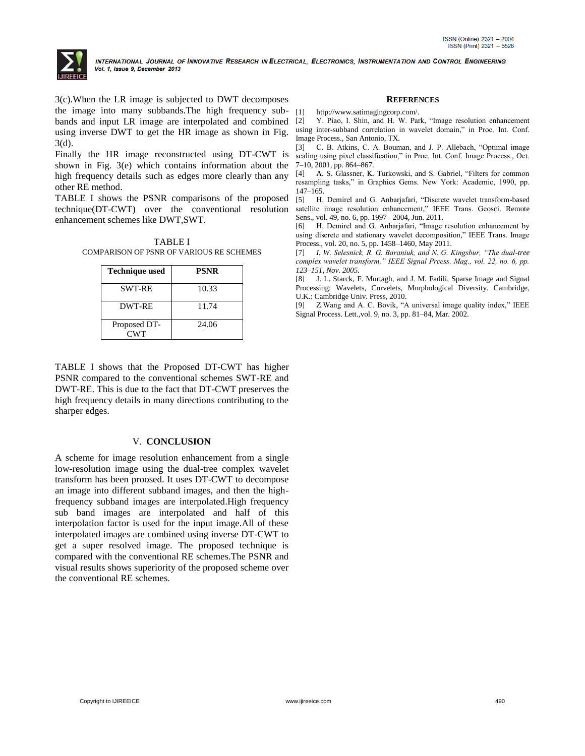3(c).When the LR image is subjected to DWT decomposes the image into many subbands.The high frequency sub-bands and input LR image are interpolated and combined using inverse DWT to get the HR image as shown in Fig. 3(d).

Finally the HR image reconstructed using DT-CWT is shown in Fig. 3(e) which contains information about the high frequency details such as edges more clearly than any other RE method.

TABLE I shows the PSNR comparisons of the proposed technique(DT-CWT) over the conventional resolution enhancement schemes like DWT,SWT.

TABLE I
COMPARISON OF PSNR OF VARIOUS RE SCHEMES

| Technique used | PSNR |
|---|---|
| SWT-RE | 10.33 |
| DWT-RE | 11.74 |
| Proposed DT-CWT | 24.06 |

TABLE I shows that the Proposed DT-CWT has higher PSNR compared to the conventional schemes SWT-RE and DWT-RE. This is due to the fact that DT-CWT preserves the high frequency details in many directions contributing to the sharper edges.

## V. CONCLUSION

A scheme for image resolution enhancement from a single low-resolution image using the dual-tree complex wavelet transform has been proosed. It uses DT-CWT to decompose an image into different subband images, and then the high-frequency subband images are interpolated.High frequency sub band images are interpolated and half of this interpolation factor is used for the input image.All of these interpolated images are combined using inverse DT-CWT to get a super resolved image. The proposed technique is compared with the conventional RE schemes.The PSNR and visual results shows superiority of the proposed scheme over the conventional RE schemes.

## REFERENCES

[1] http://www.satimagingcorp.com/.

[2] Y. Piao, I. Shin, and H. W. Park, "Image resolution enhancement using inter-subband correlation in wavelet domain," in Proc. Int. Conf. Image Process., San Antonio, TX.

[3] C. B. Atkins, C. A. Bouman, and J. P. Allebach, "Optimal image scaling using pixel classification," in Proc. Int. Conf. Image Process., Oct. 7–10, 2001, pp. 864–867.

[4] A. S. Glassner, K. Turkowski, and S. Gabriel, "Filters for common resampling tasks," in Graphics Gems. New York: Academic, 1990, pp. 147–165.

[5] H. Demirel and G. Anbarjafari, "Discrete wavelet transform-based satellite image resolution enhancement," IEEE Trans. Geosci. Remote Sens., vol. 49, no. 6, pp. 1997– 2004, Jun. 2011.

[6] H. Demirel and G. Anbarjafari, "Image resolution enhancement by using discrete and stationary wavelet decomposition," IEEE Trans. Image Process., vol. 20, no. 5, pp. 1458–1460, May 2011.

[7] *I. W. Selesnick, R. G. Baraniuk, and N. G. Kingsbur, "The dual-tree complex wavelet transform," IEEE Signal Prcess. Mag., vol. 22, no. 6, pp. 123–151, Nov. 2005.*

[8] J. L. Starck, F. Murtagh, and J. M. Fadili, Sparse Image and Signal Processing: Wavelets, Curvelets, Morphological Diversity. Cambridge, U.K.: Cambridge Univ. Press, 2010.

[9] Z.Wang and A. C. Bovik, "A universal image quality index," IEEE Signal Process. Lett.,vol. 9, no. 3, pp. 81–84, Mar. 2002.